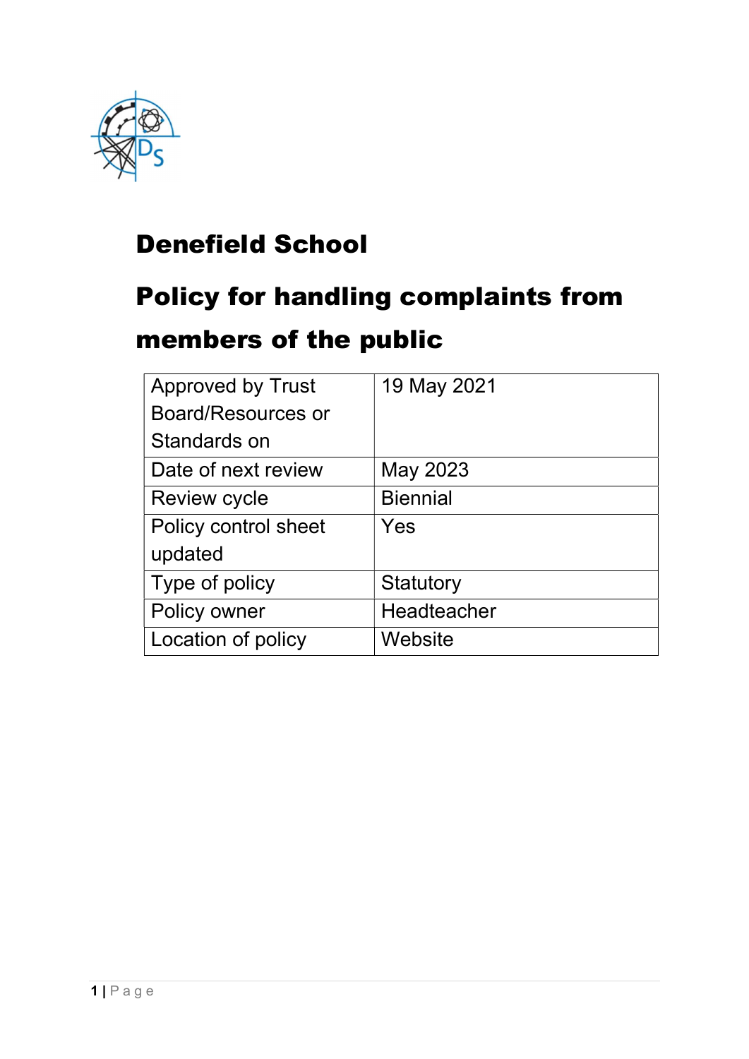# Denefield School

# Policy for handling complaints from members of the public

| Approved by Trust Board/Resources or Standards on | 19 May 2021 |
|---|---|
| Date of next review | May 2023 |
| Review cycle | Biennial |
| Policy control sheet updated | Yes |
| Type of policy | Statutory |
| Policy owner | Headteacher |
| Location of policy | Website |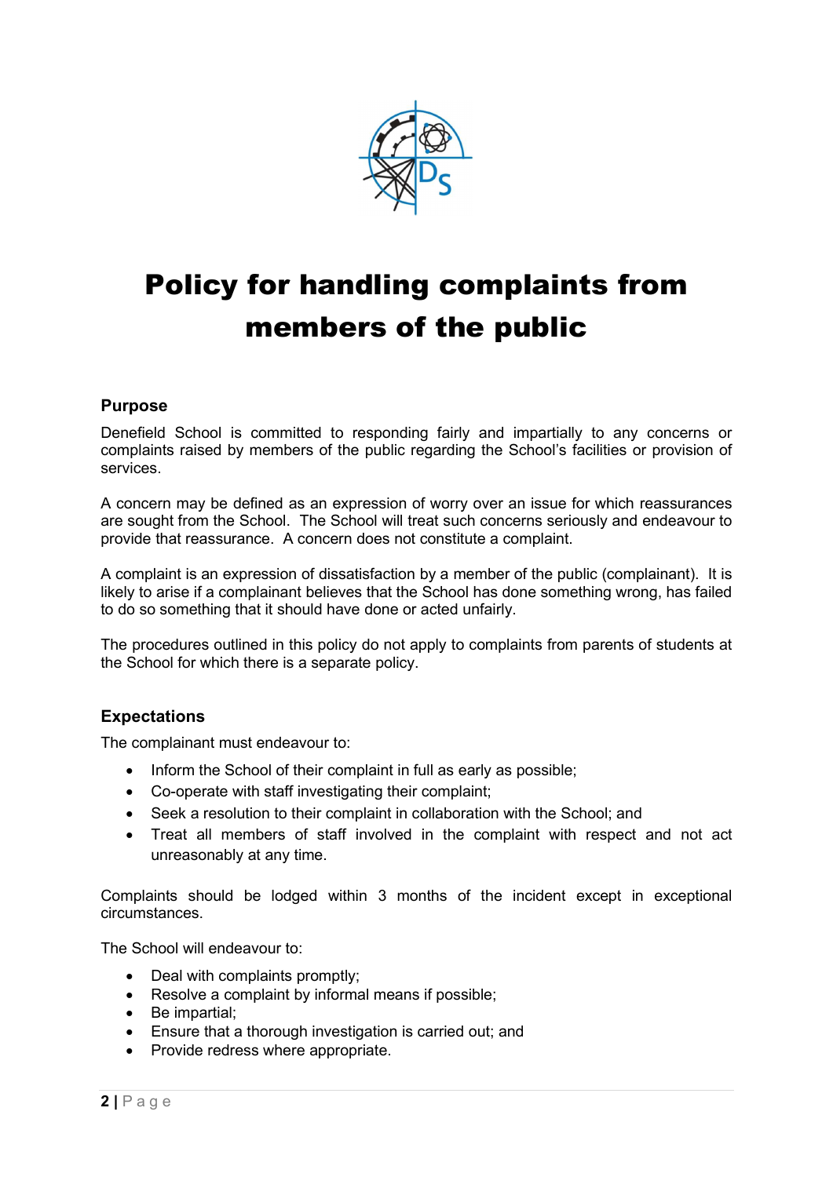# Policy for handling complaints from members of the public

### Purpose

Denefield School is committed to responding fairly and impartially to any concerns or complaints raised by members of the public regarding the School's facilities or provision of services.

A concern may be defined as an expression of worry over an issue for which reassurances are sought from the School. The School will treat such concerns seriously and endeavour to provide that reassurance. A concern does not constitute a complaint.

A complaint is an expression of dissatisfaction by a member of the public (complainant). It is likely to arise if a complainant believes that the School has done something wrong, has failed to do so something that it should have done or acted unfairly.

The procedures outlined in this policy do not apply to complaints from parents of students at the School for which there is a separate policy.

### Expectations

The complainant must endeavour to:

- Inform the School of their complaint in full as early as possible;
- Co-operate with staff investigating their complaint;
- Seek a resolution to their complaint in collaboration with the School; and
- Treat all members of staff involved in the complaint with respect and not act unreasonably at any time.

Complaints should be lodged within 3 months of the incident except in exceptional circumstances.

The School will endeavour to:

- Deal with complaints promptly;
- Resolve a complaint by informal means if possible;
- Be impartial;
- Ensure that a thorough investigation is carried out; and
- Provide redress where appropriate.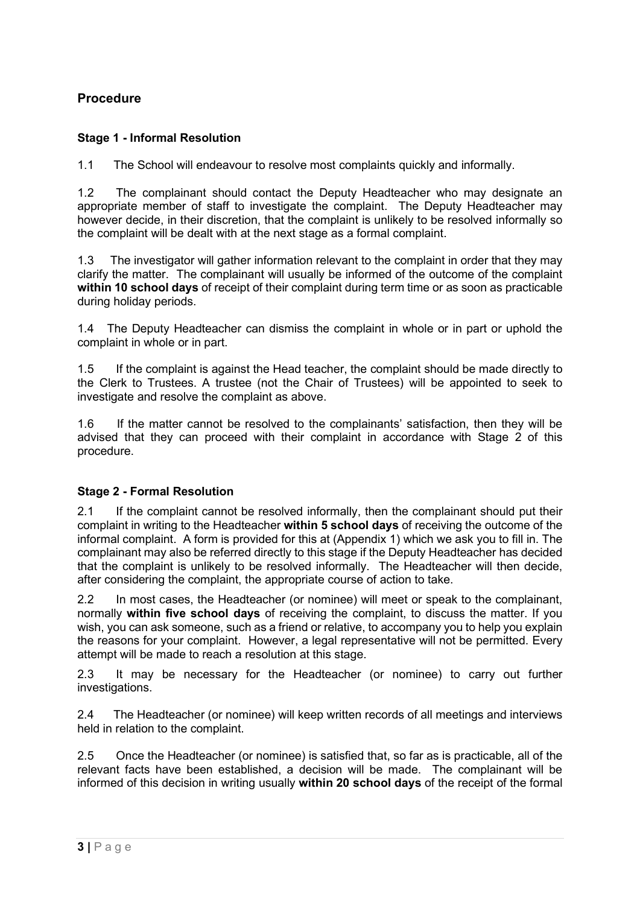## Procedure

### Stage 1 - Informal Resolution

1.1 The School will endeavour to resolve most complaints quickly and informally.

1.2 The complainant should contact the Deputy Headteacher who may designate an appropriate member of staff to investigate the complaint. The Deputy Headteacher may however decide, in their discretion, that the complaint is unlikely to be resolved informally so the complaint will be dealt with at the next stage as a formal complaint.

1.3 The investigator will gather information relevant to the complaint in order that they may clarify the matter. The complainant will usually be informed of the outcome of the complaint **within 10 school days** of receipt of their complaint during term time or as soon as practicable during holiday periods.

1.4 The Deputy Headteacher can dismiss the complaint in whole or in part or uphold the complaint in whole or in part.

1.5 If the complaint is against the Head teacher, the complaint should be made directly to the Clerk to Trustees. A trustee (not the Chair of Trustees) will be appointed to seek to investigate and resolve the complaint as above.

1.6 If the matter cannot be resolved to the complainants' satisfaction, then they will be advised that they can proceed with their complaint in accordance with Stage 2 of this procedure.

### Stage 2 - Formal Resolution

2.1 If the complaint cannot be resolved informally, then the complainant should put their complaint in writing to the Headteacher **within 5 school days** of receiving the outcome of the informal complaint. A form is provided for this at (Appendix 1) which we ask you to fill in. The complainant may also be referred directly to this stage if the Deputy Headteacher has decided that the complaint is unlikely to be resolved informally. The Headteacher will then decide, after considering the complaint, the appropriate course of action to take.

2.2 In most cases, the Headteacher (or nominee) will meet or speak to the complainant, normally **within five school days** of receiving the complaint, to discuss the matter. If you wish, you can ask someone, such as a friend or relative, to accompany you to help you explain the reasons for your complaint. However, a legal representative will not be permitted. Every attempt will be made to reach a resolution at this stage.

2.3 It may be necessary for the Headteacher (or nominee) to carry out further investigations.

2.4 The Headteacher (or nominee) will keep written records of all meetings and interviews held in relation to the complaint.

2.5 Once the Headteacher (or nominee) is satisfied that, so far as is practicable, all of the relevant facts have been established, a decision will be made. The complainant will be informed of this decision in writing usually **within 20 school days** of the receipt of the formal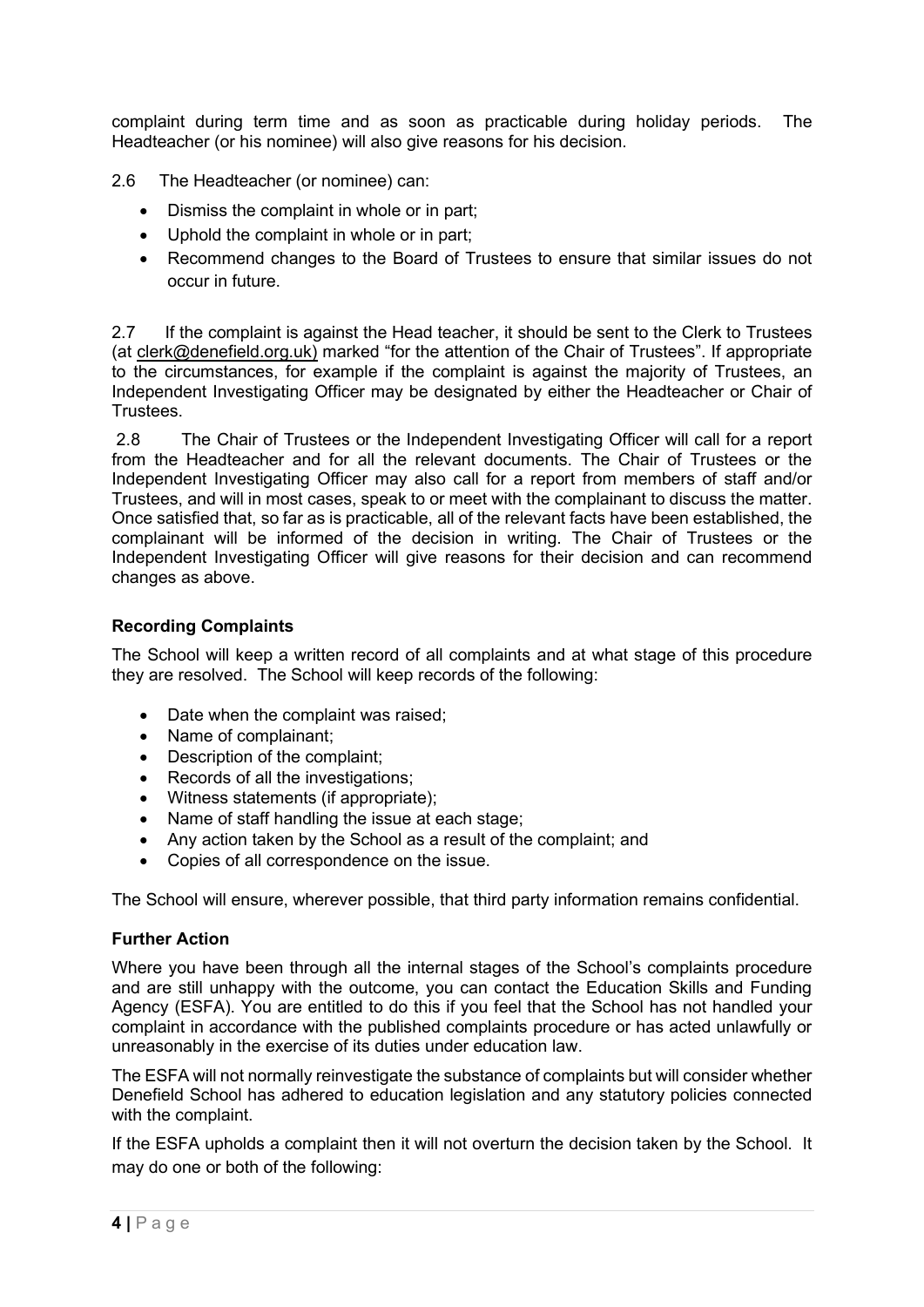complaint during term time and as soon as practicable during holiday periods. The Headteacher (or his nominee) will also give reasons for his decision.

2.6 The Headteacher (or nominee) can:

- Dismiss the complaint in whole or in part;
- Uphold the complaint in whole or in part;
- Recommend changes to the Board of Trustees to ensure that similar issues do not occur in future.

2.7 If the complaint is against the Head teacher, it should be sent to the Clerk to Trustees (at clerk@denefield.org.uk) marked "for the attention of the Chair of Trustees". If appropriate to the circumstances, for example if the complaint is against the majority of Trustees, an Independent Investigating Officer may be designated by either the Headteacher or Chair of Trustees.

2.8 The Chair of Trustees or the Independent Investigating Officer will call for a report from the Headteacher and for all the relevant documents. The Chair of Trustees or the Independent Investigating Officer may also call for a report from members of staff and/or Trustees, and will in most cases, speak to or meet with the complainant to discuss the matter. Once satisfied that, so far as is practicable, all of the relevant facts have been established, the complainant will be informed of the decision in writing. The Chair of Trustees or the Independent Investigating Officer will give reasons for their decision and can recommend changes as above.

**Recording Complaints**

The School will keep a written record of all complaints and at what stage of this procedure they are resolved. The School will keep records of the following:

- Date when the complaint was raised;
- Name of complainant;
- Description of the complaint;
- Records of all the investigations;
- Witness statements (if appropriate);
- Name of staff handling the issue at each stage;
- Any action taken by the School as a result of the complaint; and
- Copies of all correspondence on the issue.

The School will ensure, wherever possible, that third party information remains confidential.

**Further Action**

Where you have been through all the internal stages of the School's complaints procedure and are still unhappy with the outcome, you can contact the Education Skills and Funding Agency (ESFA). You are entitled to do this if you feel that the School has not handled your complaint in accordance with the published complaints procedure or has acted unlawfully or unreasonably in the exercise of its duties under education law.

The ESFA will not normally reinvestigate the substance of complaints but will consider whether Denefield School has adhered to education legislation and any statutory policies connected with the complaint.

If the ESFA upholds a complaint then it will not overturn the decision taken by the School. It may do one or both of the following: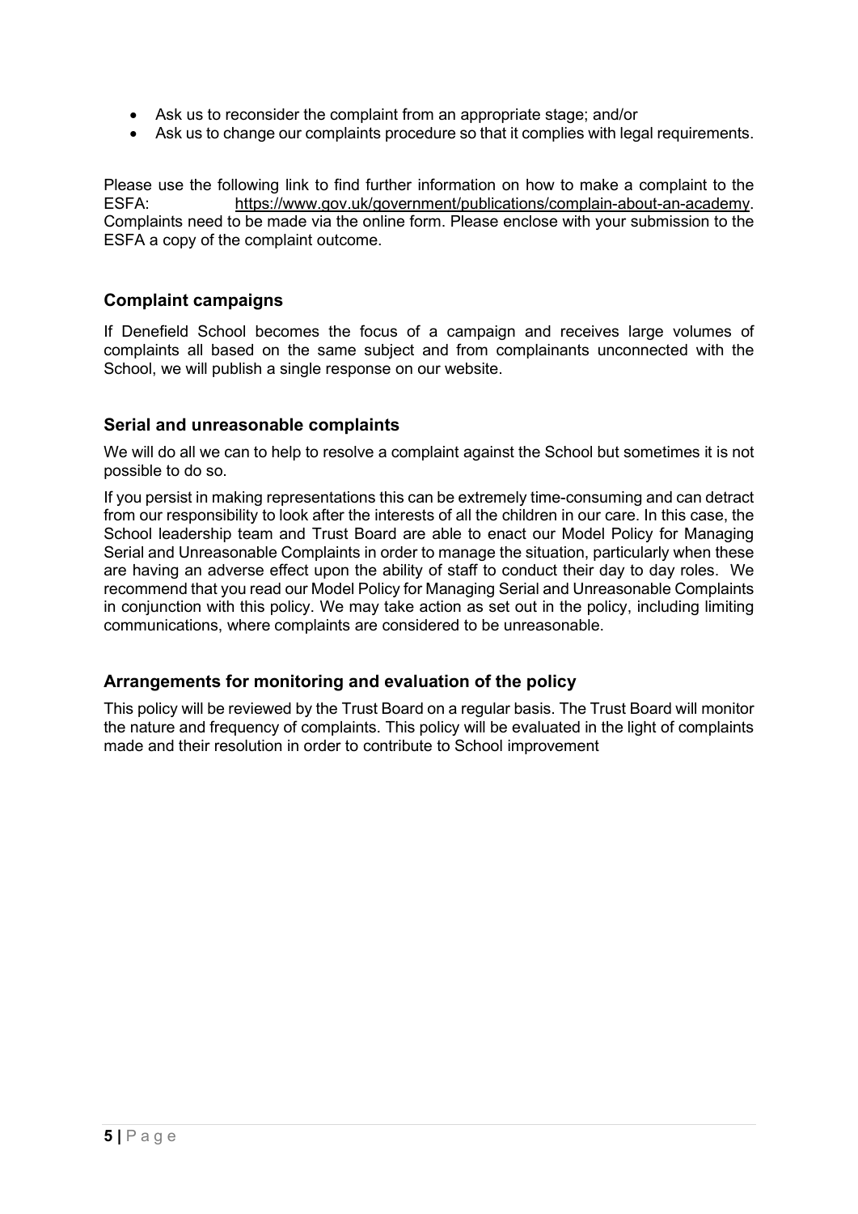- Ask us to reconsider the complaint from an appropriate stage; and/or
- Ask us to change our complaints procedure so that it complies with legal requirements.

Please use the following link to find further information on how to make a complaint to the ESFA: https://www.gov.uk/government/publications/complain-about-an-academy. Complaints need to be made via the online form. Please enclose with your submission to the ESFA a copy of the complaint outcome.

## Complaint campaigns

If Denefield School becomes the focus of a campaign and receives large volumes of complaints all based on the same subject and from complainants unconnected with the School, we will publish a single response on our website.

## Serial and unreasonable complaints

We will do all we can to help to resolve a complaint against the School but sometimes it is not possible to do so.

If you persist in making representations this can be extremely time-consuming and can detract from our responsibility to look after the interests of all the children in our care. In this case, the School leadership team and Trust Board are able to enact our Model Policy for Managing Serial and Unreasonable Complaints in order to manage the situation, particularly when these are having an adverse effect upon the ability of staff to conduct their day to day roles. We recommend that you read our Model Policy for Managing Serial and Unreasonable Complaints in conjunction with this policy. We may take action as set out in the policy, including limiting communications, where complaints are considered to be unreasonable.

## Arrangements for monitoring and evaluation of the policy

This policy will be reviewed by the Trust Board on a regular basis. The Trust Board will monitor the nature and frequency of complaints. This policy will be evaluated in the light of complaints made and their resolution in order to contribute to School improvement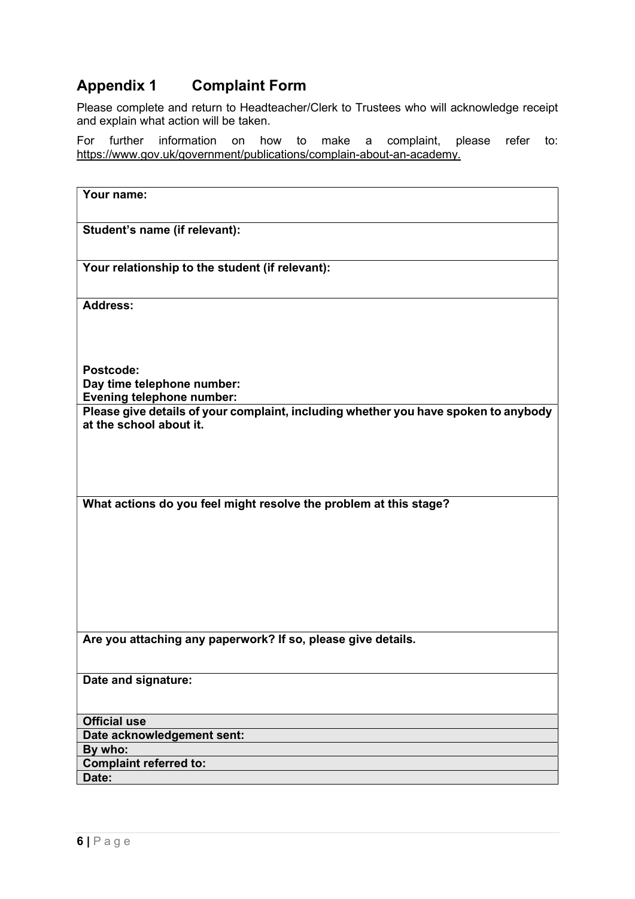## Appendix 1 Complaint Form

Please complete and return to Headteacher/Clerk to Trustees who will acknowledge receipt and explain what action will be taken.

For further information on how to make a complaint, please refer to: https://www.gov.uk/government/publications/complain-about-an-academy.

| |
|---|
| **Your name:** |
| **Student's name (if relevant):** |
| **Your relationship to the student (if relevant):** |
| **Address:**<br><br><br>**Postcode:**<br>**Day time telephone number:**<br>**Evening telephone number:** |
| **Please give details of your complaint, including whether you have spoken to anybody at the school about it.** |
| **What actions do you feel might resolve the problem at this stage?** |
| **Are you attaching any paperwork? If so, please give details.** |
| **Date and signature:** |
| **Official use** |
| **Date acknowledgement sent:** |
| **By who:** |
| **Complaint referred to:** |
| **Date:** |